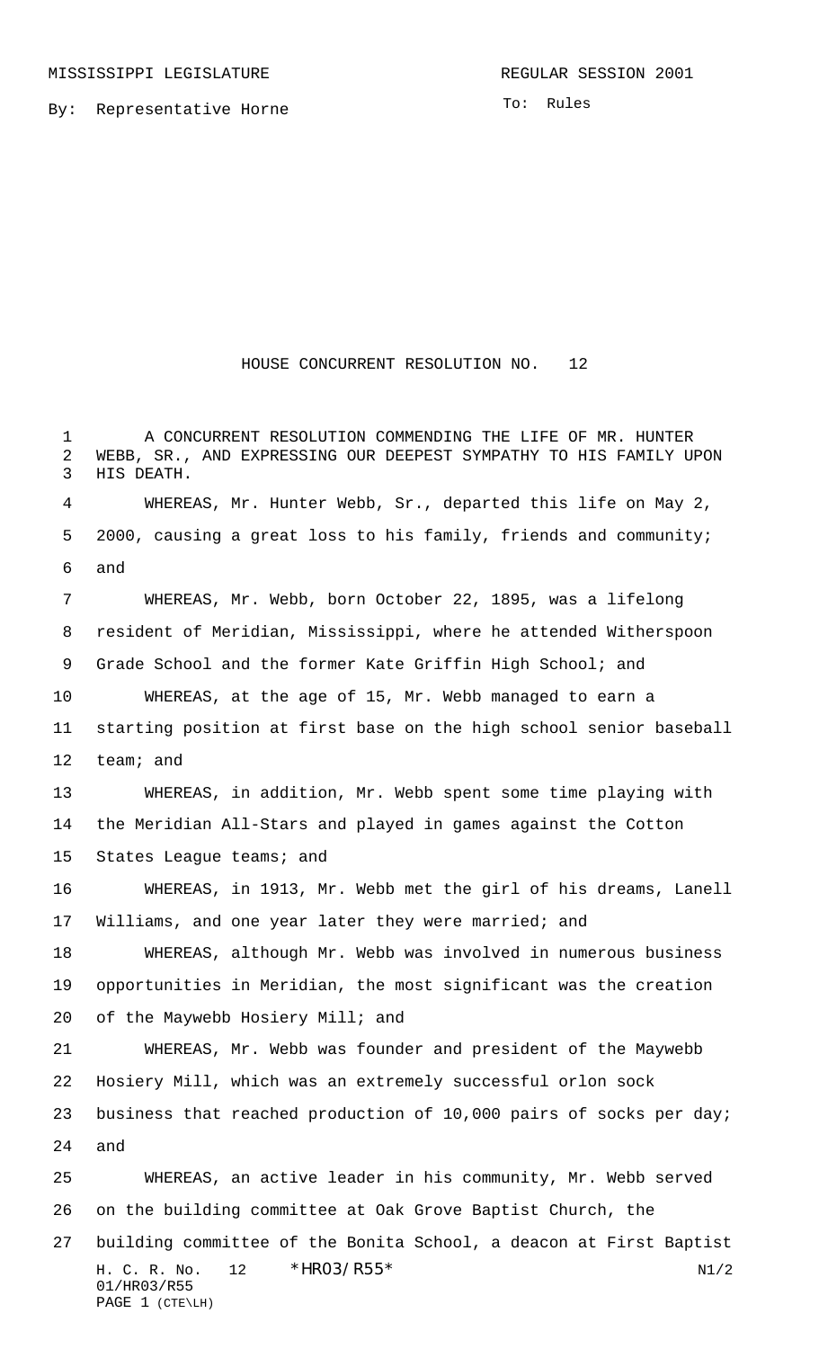MISSISSIPPI LEGISLATURE REGULAR SESSION 2001

By: Representative Horne

To: Rules

# HOUSE CONCURRENT RESOLUTION NO. 12

A CONCURRENT RESOLUTION COMMENDING THE LIFE OF MR. HUNTER WEBB, SR., AND EXPRESSING OUR DEEPEST SYMPATHY TO HIS FAMILY UPON HIS DEATH.

WHEREAS, Mr. Hunter Webb, Sr., departed this life on May 2, 2000, causing a great loss to his family, friends and community; and

WHEREAS, Mr. Webb, born October 22, 1895, was a lifelong resident of Meridian, Mississippi, where he attended Witherspoon Grade School and the former Kate Griffin High School; and

WHEREAS, at the age of 15, Mr. Webb managed to earn a starting position at first base on the high school senior baseball team; and

WHEREAS, in addition, Mr. Webb spent some time playing with the Meridian All-Stars and played in games against the Cotton States League teams; and

WHEREAS, in 1913, Mr. Webb met the girl of his dreams, Lanell Williams, and one year later they were married; and

WHEREAS, although Mr. Webb was involved in numerous business opportunities in Meridian, the most significant was the creation of the Maywebb Hosiery Mill; and

WHEREAS, Mr. Webb was founder and president of the Maywebb Hosiery Mill, which was an extremely successful orlon sock business that reached production of 10,000 pairs of socks per day; and

WHEREAS, an active leader in his community, Mr. Webb served on the building committee at Oak Grove Baptist Church, the building committee of the Bonita School, a deacon at First Baptist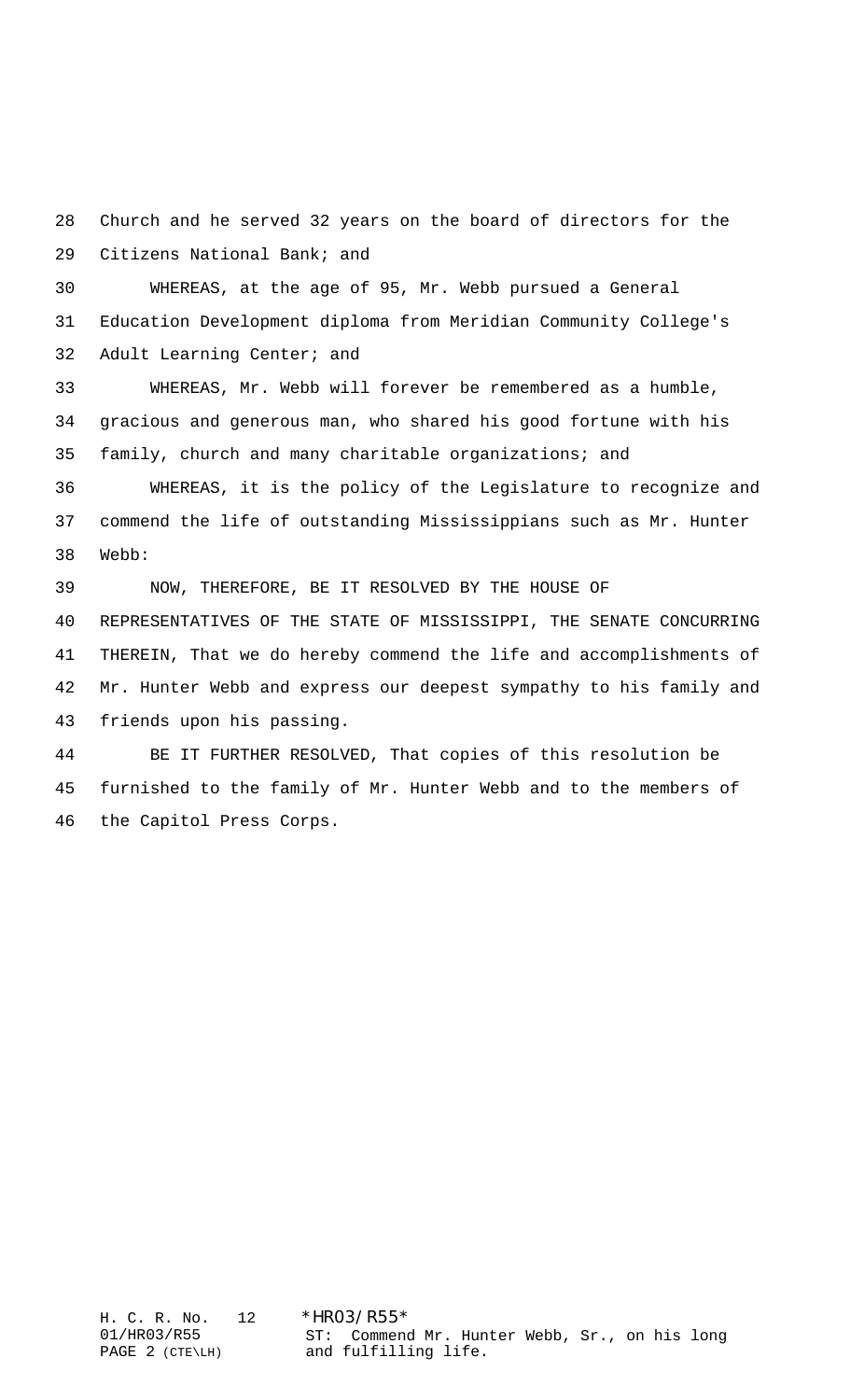Church and he served 32 years on the board of directors for the Citizens National Bank; and

WHEREAS, at the age of 95, Mr. Webb pursued a General Education Development diploma from Meridian Community College's Adult Learning Center; and

WHEREAS, Mr. Webb will forever be remembered as a humble, gracious and generous man, who shared his good fortune with his family, church and many charitable organizations; and

WHEREAS, it is the policy of the Legislature to recognize and commend the life of outstanding Mississippians such as Mr. Hunter Webb:

NOW, THEREFORE, BE IT RESOLVED BY THE HOUSE OF REPRESENTATIVES OF THE STATE OF MISSISSIPPI, THE SENATE CONCURRING THEREIN, That we do hereby commend the life and accomplishments of Mr. Hunter Webb and express our deepest sympathy to his family and friends upon his passing.

BE IT FURTHER RESOLVED, That copies of this resolution be furnished to the family of Mr. Hunter Webb and to the members of the Capitol Press Corps.

ST: Commend Mr. Hunter Webb, Sr., on his long and fulfilling life.